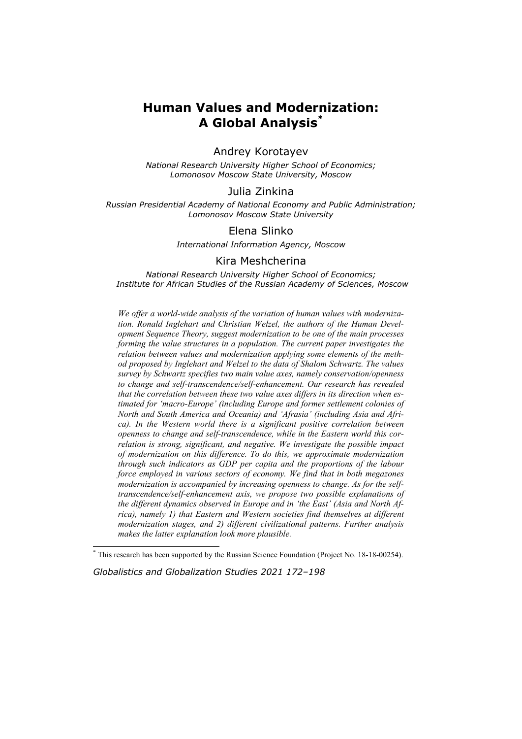# Human Values and Modernization: A Global Analysis[*]

Andrey Korotayev

*National Research University Higher School of Economics; Lomonosov Moscow State University, Moscow*

Julia Zinkina

*Russian Presidential Academy of National Economy and Public Administration; Lomonosov Moscow State University*

Elena Slinko

*International Information Agency, Moscow*

Kira Meshcherina

*National Research University Higher School of Economics; Institute for African Studies of the Russian Academy of Sciences, Moscow*

*We offer a world-wide analysis of the variation of human values with modernization. Ronald Inglehart and Christian Welzel, the authors of the Human Development Sequence Theory, suggest modernization to be one of the main processes forming the value structures in a population. The current paper investigates the relation between values and modernization applying some elements of the method proposed by Inglehart and Welzel to the data of Shalom Schwartz. The values survey by Schwartz specifies two main value axes, namely conservation/openness to change and self-transcendence/self-enhancement. Our research has revealed that the correlation between these two value axes differs in its direction when estimated for 'macro-Europe' (including Europe and former settlement colonies of North and South America and Oceania) and 'Afrasia' (including Asia and Africa). In the Western world there is a significant positive correlation between openness to change and self-transcendence, while in the Eastern world this correlation is strong, significant, and negative. We investigate the possible impact of modernization on this difference. To do this, we approximate modernization through such indicators as GDP per capita and the proportions of the labour force employed in various sectors of economy. We find that in both megazones modernization is accompanied by increasing openness to change. As for the self-transcendence/self-enhancement axis, we propose two possible explanations of the different dynamics observed in Europe and in 'the East' (Asia and North Africa), namely 1) that Eastern and Western societies find themselves at different modernization stages, and 2) different civilizational patterns. Further analysis makes the latter explanation look more plausible.*

[*] This research has been supported by the Russian Science Foundation (Project No. 18-18-00254).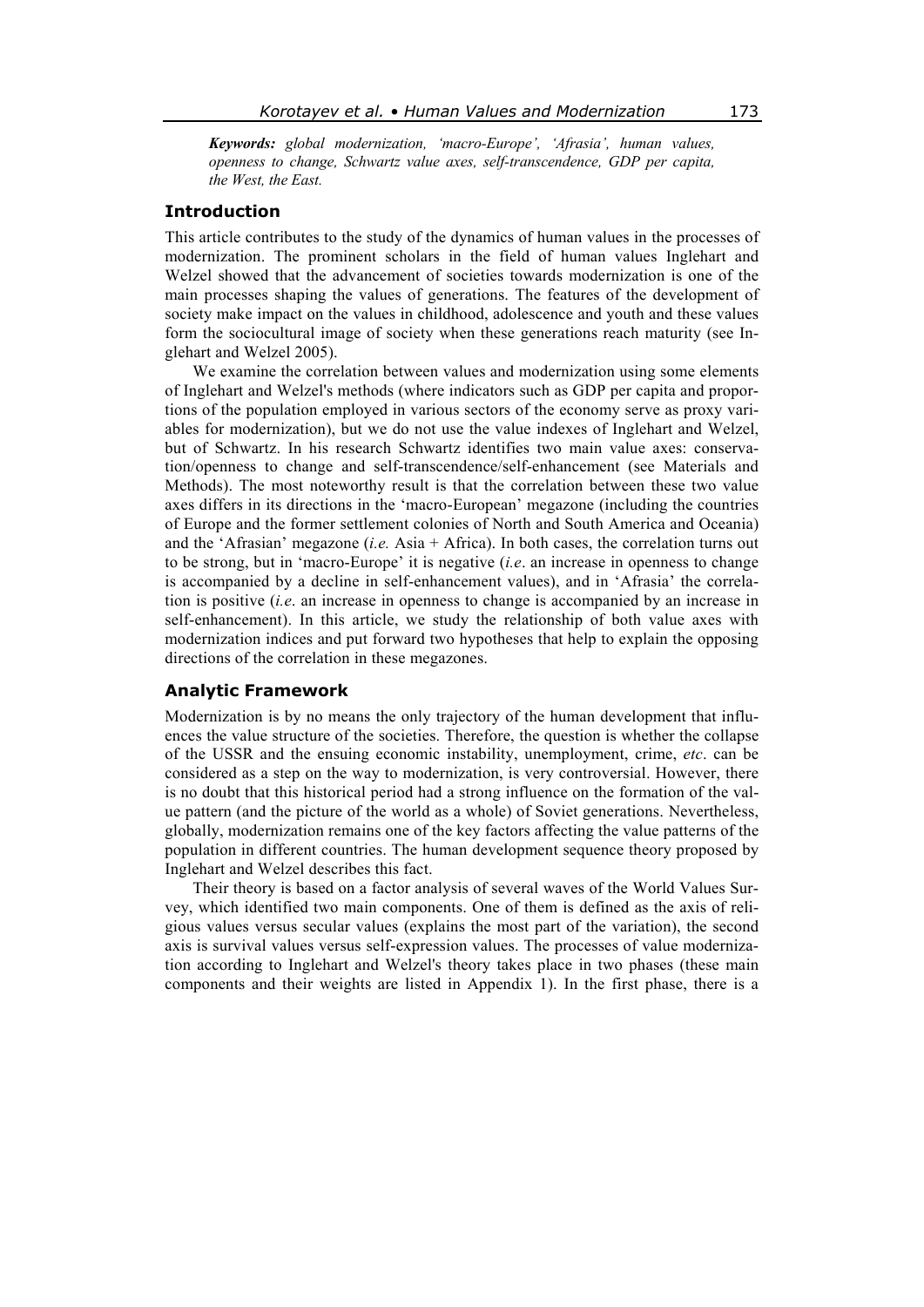***Keywords:*** *global modernization, 'macro-Europe', 'Afrasia', human values, openness to change, Schwartz value axes, self-transcendence, GDP per capita, the West, the East.*

## Introduction

This article contributes to the study of the dynamics of human values in the processes of modernization. The prominent scholars in the field of human values Inglehart and Welzel showed that the advancement of societies towards modernization is one of the main processes shaping the values of generations. The features of the development of society make impact on the values in childhood, adolescence and youth and these values form the sociocultural image of society when these generations reach maturity (see Inglehart and Welzel 2005).

We examine the correlation between values and modernization using some elements of Inglehart and Welzel's methods (where indicators such as GDP per capita and proportions of the population employed in various sectors of the economy serve as proxy variables for modernization), but we do not use the value indexes of Inglehart and Welzel, but of Schwartz. In his research Schwartz identifies two main value axes: conservation/openness to change and self-transcendence/self-enhancement (see Materials and Methods). The most noteworthy result is that the correlation between these two value axes differs in its directions in the 'macro-European' megazone (including the countries of Europe and the former settlement colonies of North and South America and Oceania) and the 'Afrasian' megazone (*i.e.* Asia + Africa). In both cases, the correlation turns out to be strong, but in 'macro-Europe' it is negative (*i.e*. an increase in openness to change is accompanied by a decline in self-enhancement values), and in 'Afrasia' the correlation is positive (*i.e*. an increase in openness to change is accompanied by an increase in self-enhancement). In this article, we study the relationship of both value axes with modernization indices and put forward two hypotheses that help to explain the opposing directions of the correlation in these megazones.

## Analytic Framework

Modernization is by no means the only trajectory of the human development that influences the value structure of the societies. Therefore, the question is whether the collapse of the USSR and the ensuing economic instability, unemployment, crime, *etc*. can be considered as a step on the way to modernization, is very controversial. However, there is no doubt that this historical period had a strong influence on the formation of the value pattern (and the picture of the world as a whole) of Soviet generations. Nevertheless, globally, modernization remains one of the key factors affecting the value patterns of the population in different countries. The human development sequence theory proposed by Inglehart and Welzel describes this fact.

Their theory is based on a factor analysis of several waves of the World Values Survey, which identified two main components. One of them is defined as the axis of religious values versus secular values (explains the most part of the variation), the second axis is survival values versus self-expression values. The processes of value modernization according to Inglehart and Welzel's theory takes place in two phases (these main components and their weights are listed in Appendix 1). In the first phase, there is a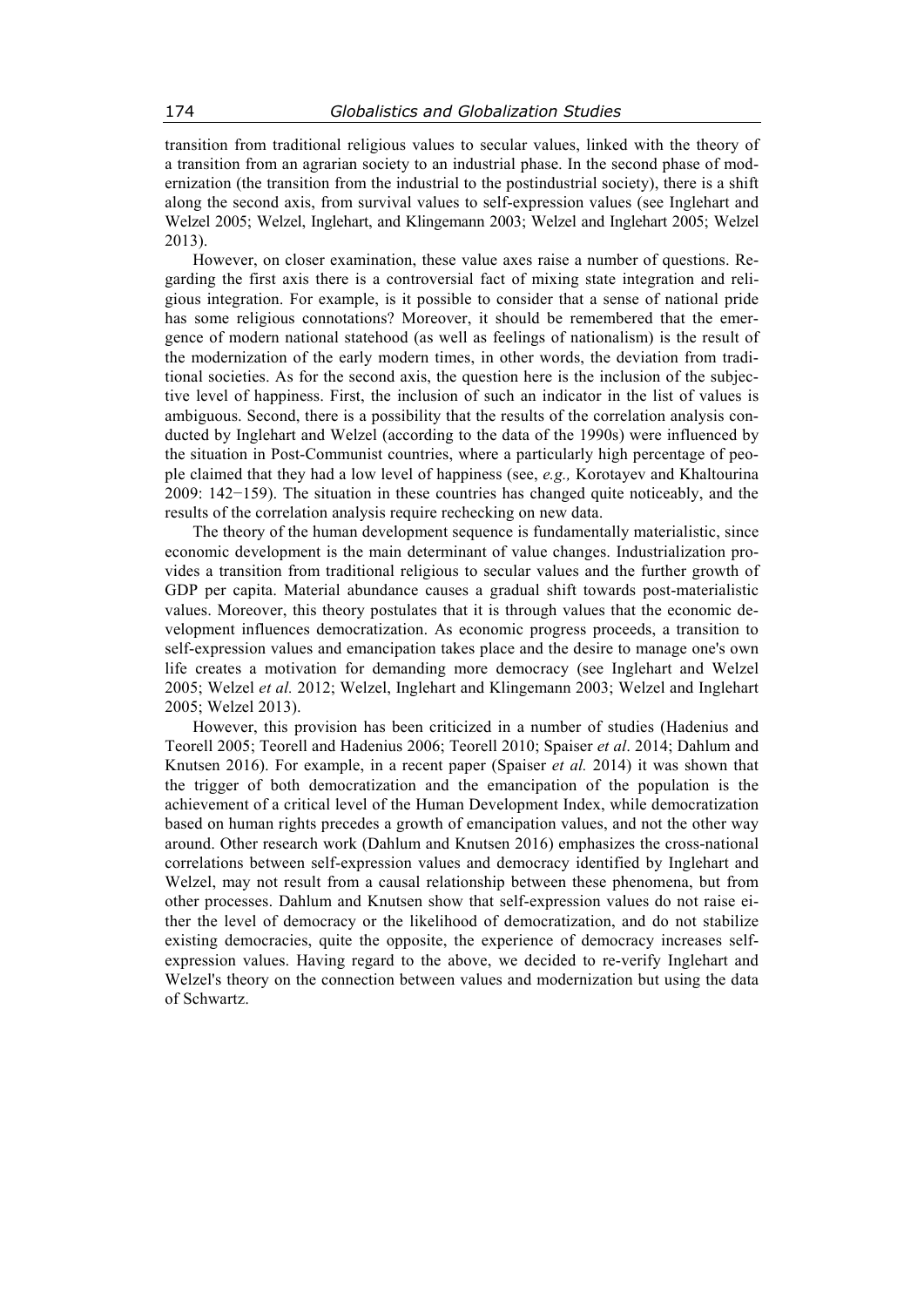transition from traditional religious values to secular values, linked with the theory of a transition from an agrarian society to an industrial phase. In the second phase of modernization (the transition from the industrial to the postindustrial society), there is a shift along the second axis, from survival values to self-expression values (see Inglehart and Welzel 2005; Welzel, Inglehart, and Klingemann 2003; Welzel and Inglehart 2005; Welzel 2013).

However, on closer examination, these value axes raise a number of questions. Regarding the first axis there is a controversial fact of mixing state integration and religious integration. For example, is it possible to consider that a sense of national pride has some religious connotations? Moreover, it should be remembered that the emergence of modern national statehood (as well as feelings of nationalism) is the result of the modernization of the early modern times, in other words, the deviation from traditional societies. As for the second axis, the question here is the inclusion of the subjective level of happiness. First, the inclusion of such an indicator in the list of values is ambiguous. Second, there is a possibility that the results of the correlation analysis conducted by Inglehart and Welzel (according to the data of the 1990s) were influenced by the situation in Post-Communist countries, where a particularly high percentage of people claimed that they had a low level of happiness (see, *e.g.,* Korotayev and Khaltourina 2009: 142−159). The situation in these countries has changed quite noticeably, and the results of the correlation analysis require rechecking on new data.

The theory of the human development sequence is fundamentally materialistic, since economic development is the main determinant of value changes. Industrialization provides a transition from traditional religious to secular values and the further growth of GDP per capita. Material abundance causes a gradual shift towards post-materialistic values. Moreover, this theory postulates that it is through values that the economic development influences democratization. As economic progress proceeds, a transition to self-expression values and emancipation takes place and the desire to manage one's own life creates a motivation for demanding more democracy (see Inglehart and Welzel 2005; Welzel *et al.* 2012; Welzel, Inglehart and Klingemann 2003; Welzel and Inglehart 2005; Welzel 2013).

However, this provision has been criticized in a number of studies (Hadenius and Teorell 2005; Teorell and Hadenius 2006; Teorell 2010; Spaiser *et al*. 2014; Dahlum and Knutsen 2016). For example, in a recent paper (Spaiser *et al.* 2014) it was shown that the trigger of both democratization and the emancipation of the population is the achievement of a critical level of the Human Development Index, while democratization based on human rights precedes a growth of emancipation values, and not the other way around. Other research work (Dahlum and Knutsen 2016) emphasizes the cross-national correlations between self-expression values and democracy identified by Inglehart and Welzel, may not result from a causal relationship between these phenomena, but from other processes. Dahlum and Knutsen show that self-expression values do not raise either the level of democracy or the likelihood of democratization, and do not stabilize existing democracies, quite the opposite, the experience of democracy increases self-expression values. Having regard to the above, we decided to re-verify Inglehart and Welzel's theory on the connection between values and modernization but using the data of Schwartz.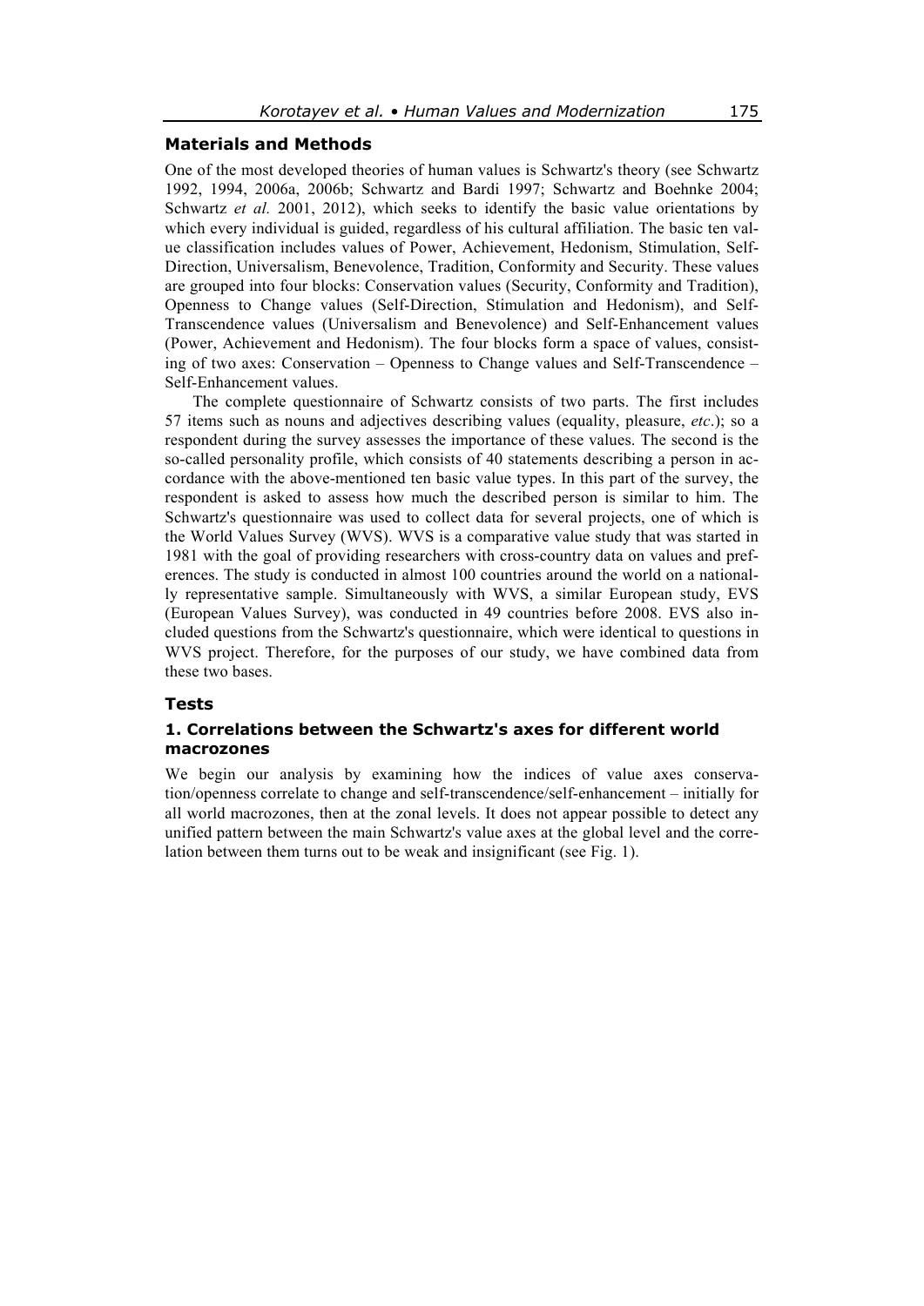## Materials and Methods

One of the most developed theories of human values is Schwartz's theory (see Schwartz 1992, 1994, 2006a, 2006b; Schwartz and Bardi 1997; Schwartz and Boehnke 2004; Schwartz *et al.* 2001, 2012), which seeks to identify the basic value orientations by which every individual is guided, regardless of his cultural affiliation. The basic ten value classification includes values of Power, Achievement, Hedonism, Stimulation, Self-Direction, Universalism, Benevolence, Tradition, Conformity and Security. These values are grouped into four blocks: Conservation values (Security, Conformity and Tradition), Openness to Change values (Self-Direction, Stimulation and Hedonism), and Self-Transcendence values (Universalism and Benevolence) and Self-Enhancement values (Power, Achievement and Hedonism). The four blocks form a space of values, consisting of two axes: Conservation – Openness to Change values and Self-Transcendence – Self-Enhancement values.

The complete questionnaire of Schwartz consists of two parts. The first includes 57 items such as nouns and adjectives describing values (equality, pleasure, *etc*.); so a respondent during the survey assesses the importance of these values. The second is the so-called personality profile, which consists of 40 statements describing a person in accordance with the above-mentioned ten basic value types. In this part of the survey, the respondent is asked to assess how much the described person is similar to him. The Schwartz's questionnaire was used to collect data for several projects, one of which is the World Values Survey (WVS). WVS is a comparative value study that was started in 1981 with the goal of providing researchers with cross-country data on values and preferences. The study is conducted in almost 100 countries around the world on a nationally representative sample. Simultaneously with WVS, a similar European study, EVS (European Values Survey), was conducted in 49 countries before 2008. EVS also included questions from the Schwartz's questionnaire, which were identical to questions in WVS project. Therefore, for the purposes of our study, we have combined data from these two bases.

## Tests

### 1. Correlations between the Schwartz's axes for different world macrozones

We begin our analysis by examining how the indices of value axes conservation/openness correlate to change and self-transcendence/self-enhancement – initially for all world macrozones, then at the zonal levels. It does not appear possible to detect any unified pattern between the main Schwartz's value axes at the global level and the correlation between them turns out to be weak and insignificant (see Fig. 1).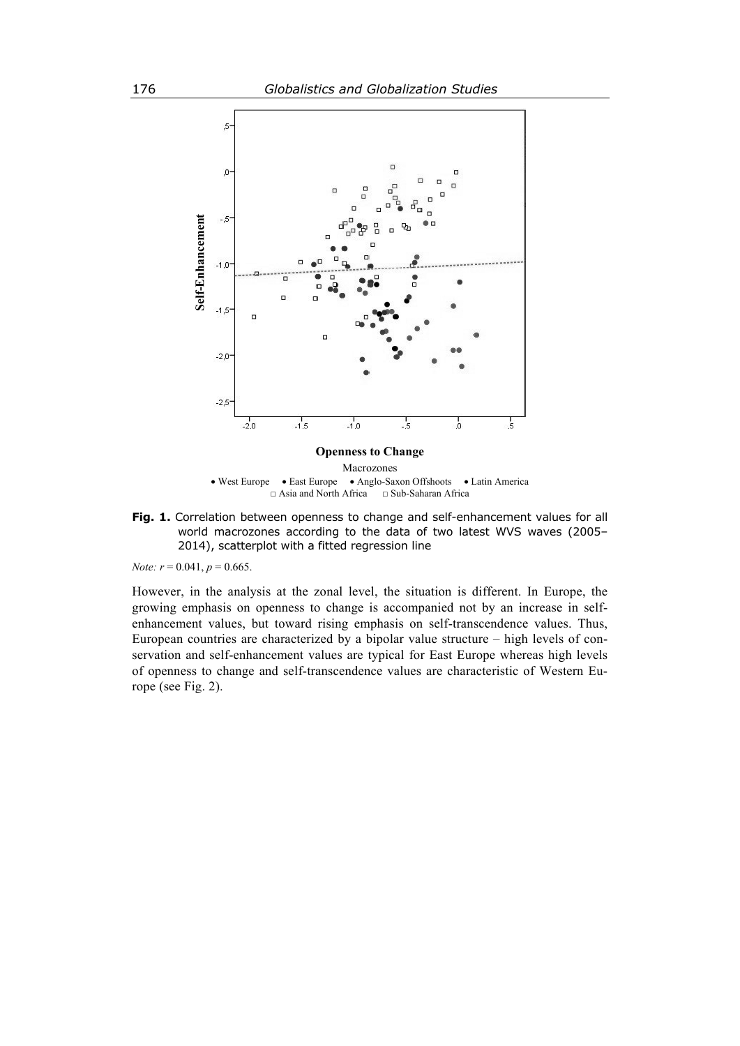**Fig. 1.** Correlation between openness to change and self-enhancement values for all world macrozones according to the data of two latest WVS waves (2005–2014), scatterplot with a fitted regression line

*Note:* $r = 0.041$, $p = 0.665$.

However, in the analysis at the zonal level, the situation is different. In Europe, the growing emphasis on openness to change is accompanied not by an increase in self-enhancement values, but toward rising emphasis on self-transcendence values. Thus, European countries are characterized by a bipolar value structure – high levels of conservation and self-enhancement values are typical for East Europe whereas high levels of openness to change and self-transcendence values are characteristic of Western Europe (see Fig. 2).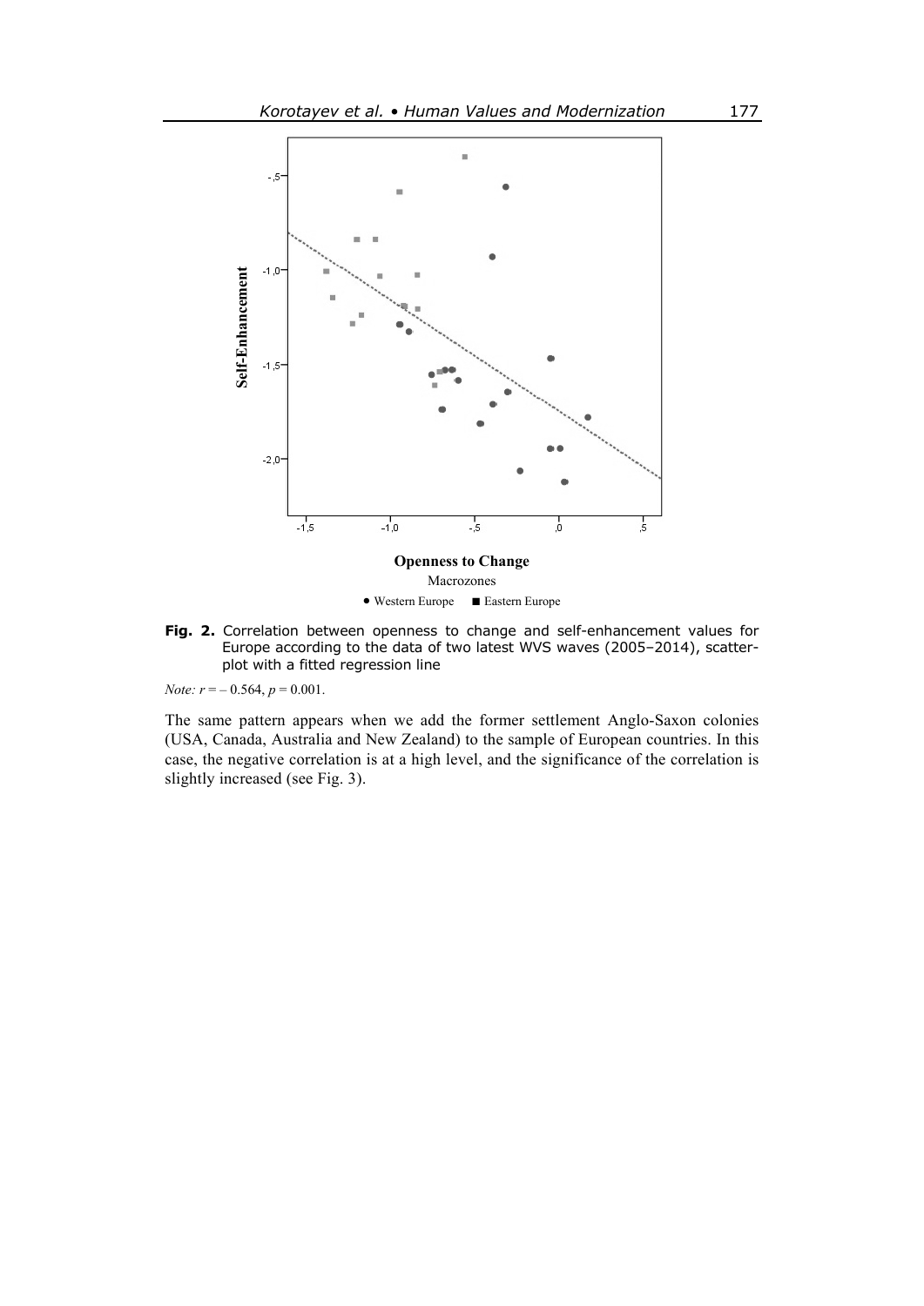**Fig. 2.** Correlation between openness to change and self-enhancement values for Europe according to the data of two latest WVS waves (2005–2014), scatterplot with a fitted regression line

*Note:* $r = -0.564$, $p = 0.001$.

The same pattern appears when we add the former settlement Anglo-Saxon colonies (USA, Canada, Australia and New Zealand) to the sample of European countries. In this case, the negative correlation is at a high level, and the significance of the correlation is slightly increased (see Fig. 3).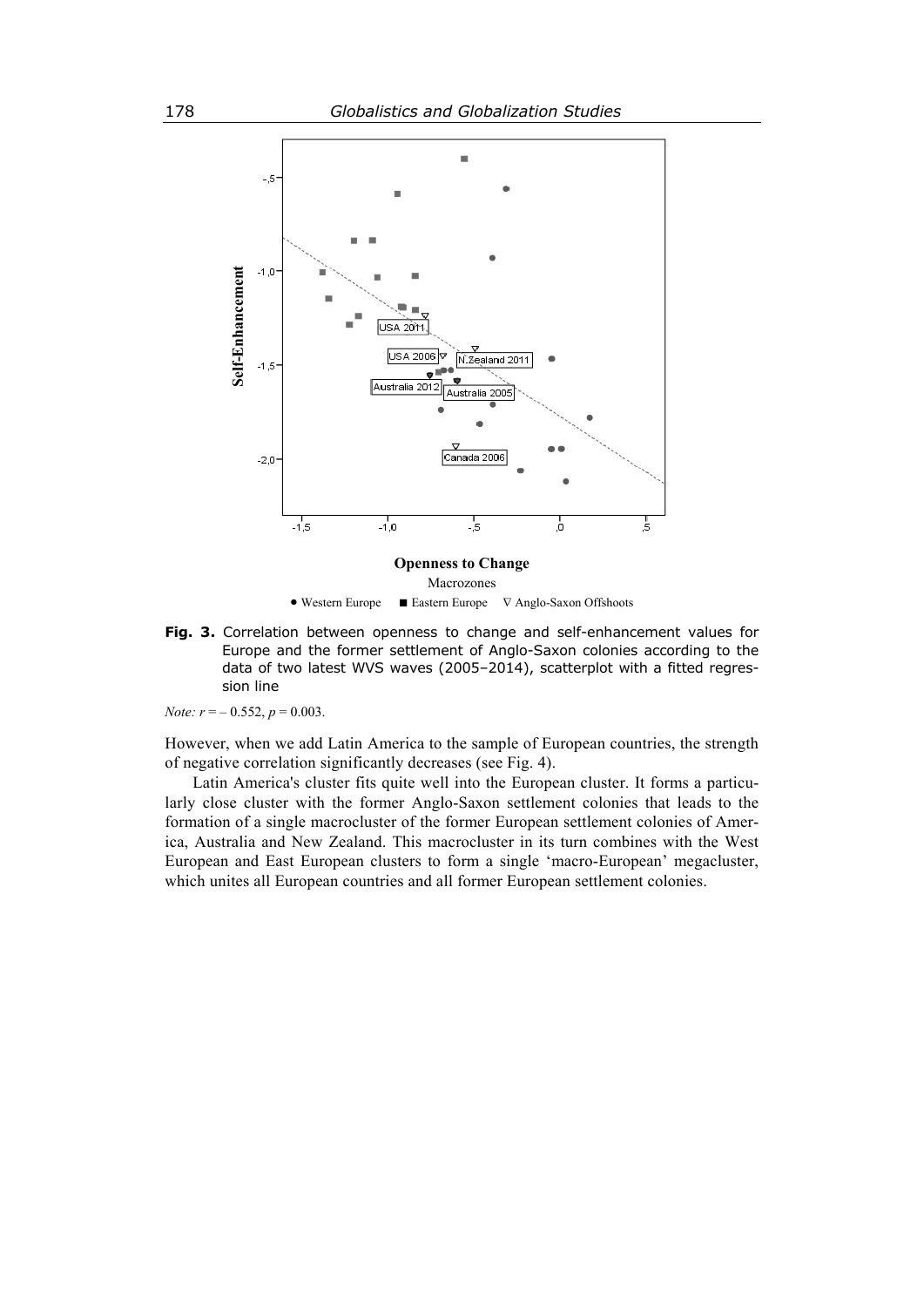**Fig. 3.** Correlation between openness to change and self-enhancement values for Europe and the former settlement of Anglo-Saxon colonies according to the data of two latest WVS waves (2005–2014), scatterplot with a fitted regression line

*Note:* $r = -0.552$, $p = 0.003$.

However, when we add Latin America to the sample of European countries, the strength of negative correlation significantly decreases (see Fig. 4).

Latin America's cluster fits quite well into the European cluster. It forms a particularly close cluster with the former Anglo-Saxon settlement colonies that leads to the formation of a single macrocluster of the former European settlement colonies of America, Australia and New Zealand. This macrocluster in its turn combines with the West European and East European clusters to form a single 'macro-European' megacluster, which unites all European countries and all former European settlement colonies.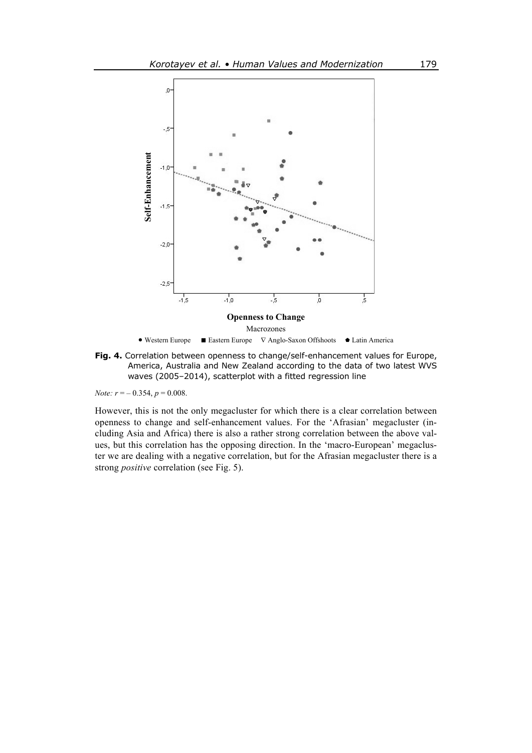**Fig. 4.** Correlation between openness to change/self-enhancement values for Europe, America, Australia and New Zealand according to the data of two latest WVS waves (2005–2014), scatterplot with a fitted regression line

*Note:* $r = -0.354$, $p = 0.008$.

However, this is not the only megacluster for which there is a clear correlation between openness to change and self-enhancement values. For the 'Afrasian' megacluster (including Asia and Africa) there is also a rather strong correlation between the above values, but this correlation has the opposing direction. In the 'macro-European' megacluster we are dealing with a negative correlation, but for the Afrasian megacluster there is a strong *positive* correlation (see Fig. 5).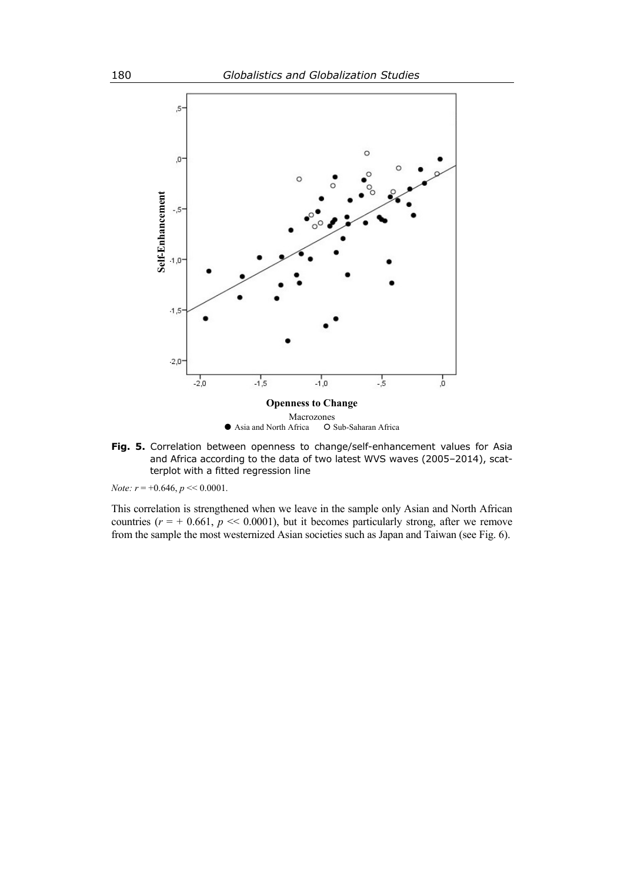**Fig. 5.** Correlation between openness to change/self-enhancement values for Asia and Africa according to the data of two latest WVS waves (2005–2014), scatterplot with a fitted regression line

*Note:* $r = +0.646$, $p \ll 0.0001$.

This correlation is strengthened when we leave in the sample only Asian and North African countries ($r = +0.661$, $p \ll 0.0001$), but it becomes particularly strong, after we remove from the sample the most westernized Asian societies such as Japan and Taiwan (see Fig. 6).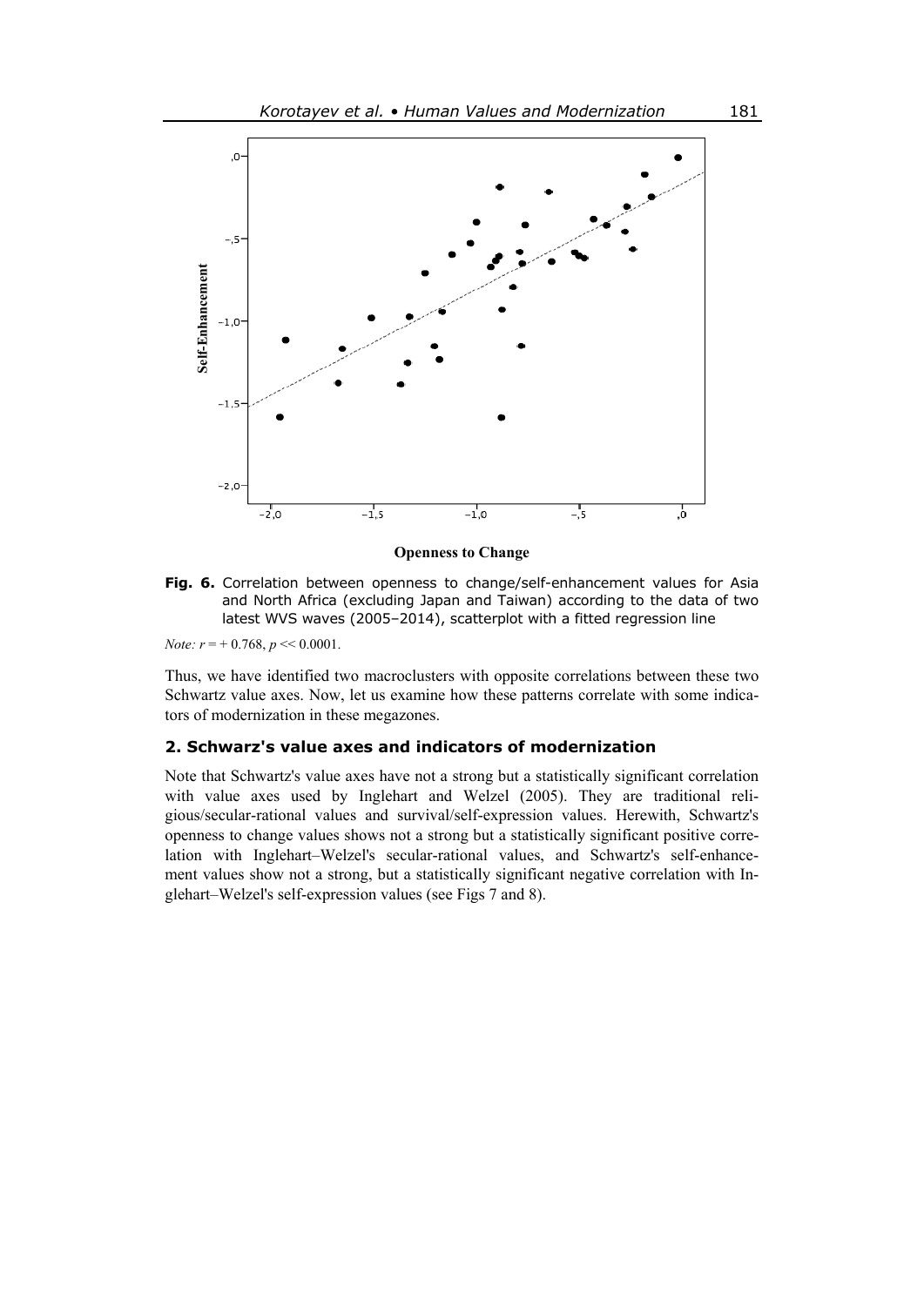**Fig. 6.** Correlation between openness to change/self-enhancement values for Asia and North Africa (excluding Japan and Taiwan) according to the data of two latest WVS waves (2005–2014), scatterplot with a fitted regression line

*Note:* $r = +\ 0.768$, $p << 0.0001$.

Thus, we have identified two macroclusters with opposite correlations between these two Schwartz value axes. Now, let us examine how these patterns correlate with some indicators of modernization in these megazones.

## 2. Schwarz's value axes and indicators of modernization

Note that Schwartz's value axes have not a strong but a statistically significant correlation with value axes used by Inglehart and Welzel (2005). They are traditional religious/secular-rational values and survival/self-expression values. Herewith, Schwartz's openness to change values shows not a strong but a statistically significant positive correlation with Inglehart–Welzel's secular-rational values, and Schwartz's self-enhancement values show not a strong, but a statistically significant negative correlation with Inglehart–Welzel's self-expression values (see Figs 7 and 8).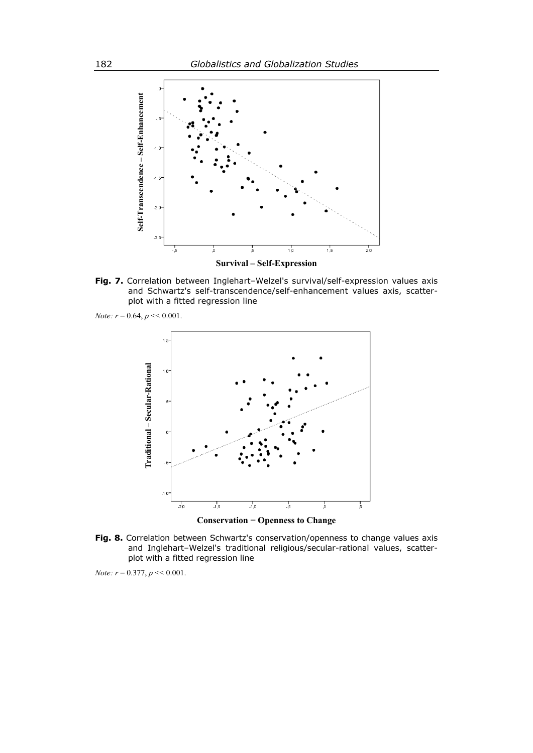**Fig. 7.** Correlation between Inglehart–Welzel's survival/self-expression values axis and Schwartz's self-transcendence/self-enhancement values axis, scatterplot with a fitted regression line

*Note:* $r = 0.64$, $p << 0.001$.

**Fig. 8.** Correlation between Schwartz's conservation/openness to change values axis and Inglehart–Welzel's traditional religious/secular-rational values, scatterplot with a fitted regression line

*Note:* $r = 0.377$, $p << 0.001$.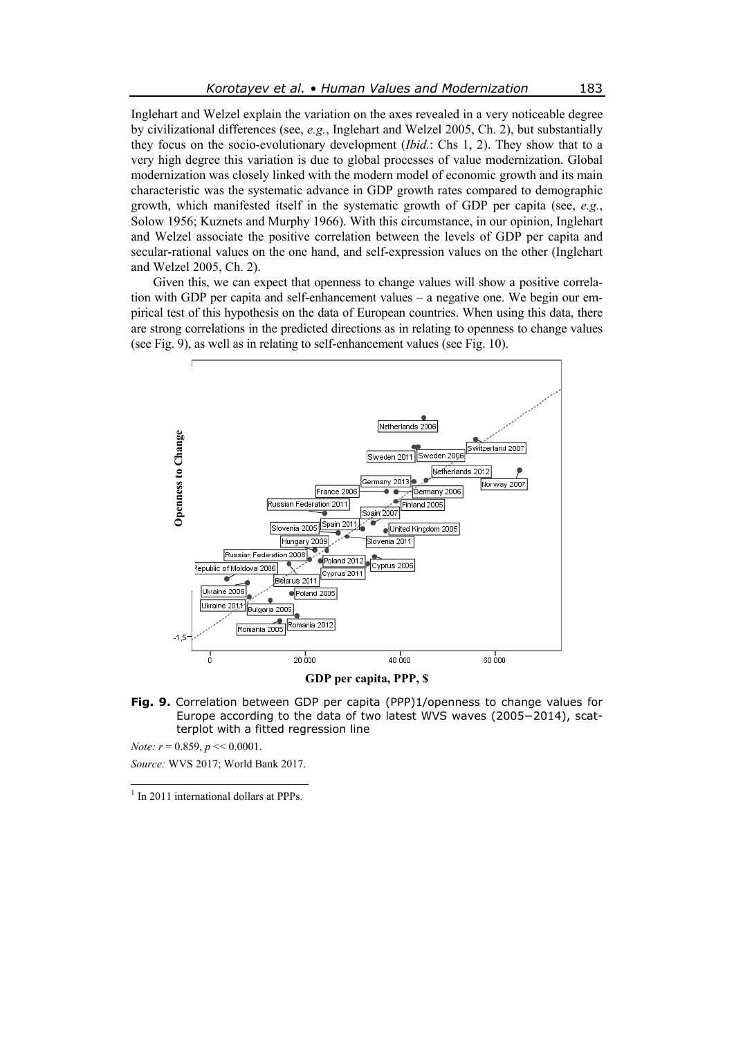Inglehart and Welzel explain the variation on the axes revealed in a very noticeable degree by civilizational differences (see, *e.g.*, Inglehart and Welzel 2005, Ch. 2), but substantially they focus on the socio-evolutionary development (*Ibid.*: Chs 1, 2). They show that to a very high degree this variation is due to global processes of value modernization. Global modernization was closely linked with the modern model of economic growth and its main characteristic was the systematic advance in GDP growth rates compared to demographic growth, which manifested itself in the systematic growth of GDP per capita (see, *e.g.*, Solow 1956; Kuznets and Murphy 1966). With this circumstance, in our opinion, Inglehart and Welzel associate the positive correlation between the levels of GDP per capita and secular-rational values on the one hand, and self-expression values on the other (Inglehart and Welzel 2005, Ch. 2).

Given this, we can expect that openness to change values will show a positive correlation with GDP per capita and self-enhancement values – a negative one. We begin our empirical test of this hypothesis on the data of European countries. When using this data, there are strong correlations in the predicted directions as in relating to openness to change values (see Fig. 9), as well as in relating to self-enhancement values (see Fig. 10).

**Fig. 9.** Correlation between GDP per capita (PPP)[1]/openness to change values for Europe according to the data of two latest WVS waves (2005−2014), scatterplot with a fitted regression line

*Note:* $r = 0.859$, $p << 0.0001$.

*Source:* WVS 2017; World Bank 2017.

[1] In 2011 international dollars at PPPs.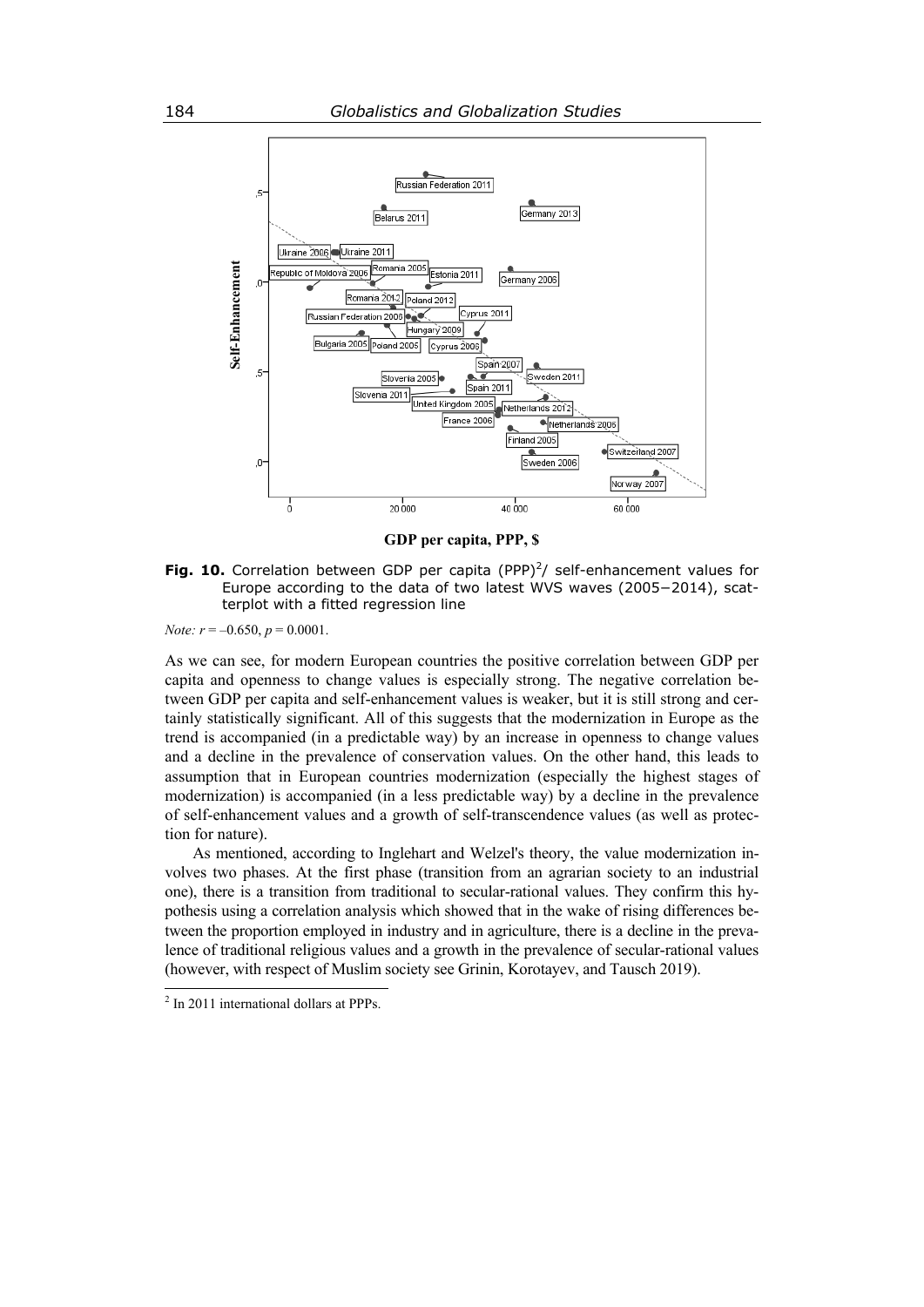**Fig. 10.** Correlation between GDP per capita (PPP)[2]/ self-enhancement values for Europe according to the data of two latest WVS waves (2005–2014), scatterplot with a fitted regression line

*Note:* $r = -0.650$, $p = 0.0001$.

As we can see, for modern European countries the positive correlation between GDP per capita and openness to change values is especially strong. The negative correlation between GDP per capita and self-enhancement values is weaker, but it is still strong and certainly statistically significant. All of this suggests that the modernization in Europe as the trend is accompanied (in a predictable way) by an increase in openness to change values and a decline in the prevalence of conservation values. On the other hand, this leads to assumption that in European countries modernization (especially the highest stages of modernization) is accompanied (in a less predictable way) by a decline in the prevalence of self-enhancement values and a growth of self-transcendence values (as well as protection for nature).

As mentioned, according to Inglehart and Welzel's theory, the value modernization involves two phases. At the first phase (transition from an agrarian society to an industrial one), there is a transition from traditional to secular-rational values. They confirm this hypothesis using a correlation analysis which showed that in the wake of rising differences between the proportion employed in industry and in agriculture, there is a decline in the prevalence of traditional religious values and a growth in the prevalence of secular-rational values (however, with respect of Muslim society see Grinin, Korotayev, and Tausch 2019).

---

[2] In 2011 international dollars at PPPs.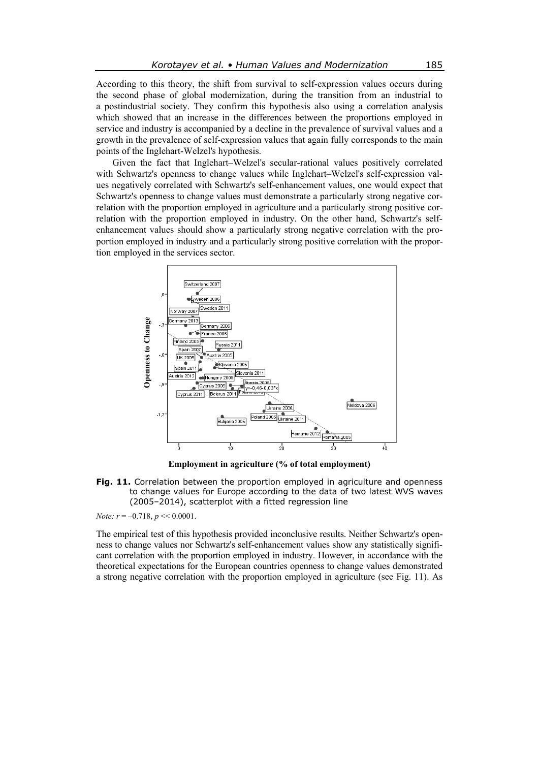According to this theory, the shift from survival to self-expression values occurs during the second phase of global modernization, during the transition from an industrial to a postindustrial society. They confirm this hypothesis also using a correlation analysis which showed that an increase in the differences between the proportions employed in service and industry is accompanied by a decline in the prevalence of survival values and a growth in the prevalence of self-expression values that again fully corresponds to the main points of the Inglehart-Welzel's hypothesis.

Given the fact that Inglehart–Welzel's secular-rational values positively correlated with Schwartz's openness to change values while Inglehart–Welzel's self-expression values negatively correlated with Schwartz's self-enhancement values, one would expect that Schwartz's openness to change values must demonstrate a particularly strong negative correlation with the proportion employed in agriculture and a particularly strong positive correlation with the proportion employed in industry. On the other hand, Schwartz's self-enhancement values should show a particularly strong negative correlation with the proportion employed in industry and a particularly strong positive correlation with the proportion employed in the services sector.

**Fig. 11.** Correlation between the proportion employed in agriculture and openness to change values for Europe according to the data of two latest WVS waves (2005–2014), scatterplot with a fitted regression line

*Note:* $r = -0.718$, $p << 0.0001$.

The empirical test of this hypothesis provided inconclusive results. Neither Schwartz's openness to change values nor Schwartz's self-enhancement values show any statistically significant correlation with the proportion employed in industry. However, in accordance with the theoretical expectations for the European countries openness to change values demonstrated a strong negative correlation with the proportion employed in agriculture (see Fig. 11). As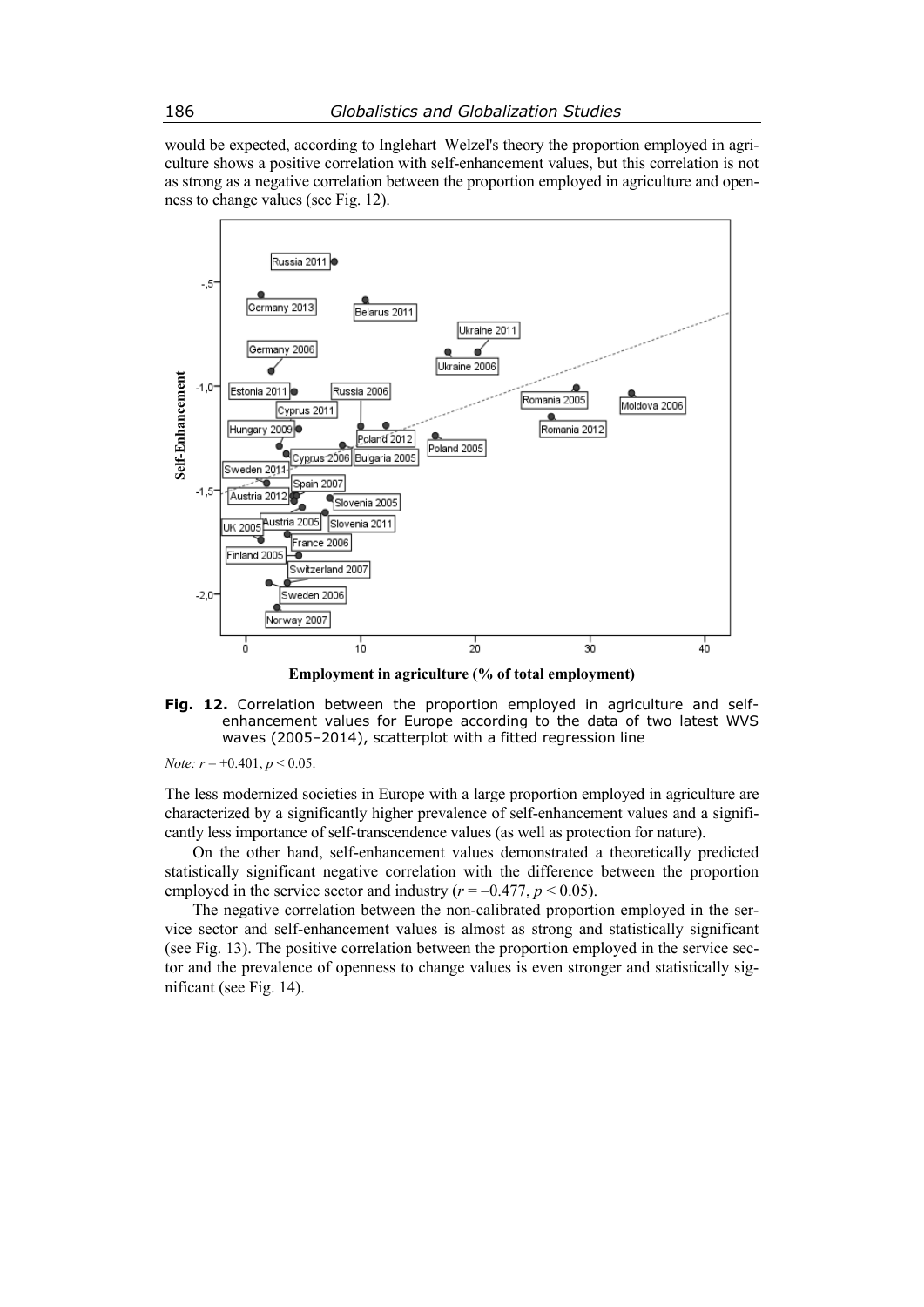would be expected, according to Inglehart–Welzel's theory the proportion employed in agriculture shows a positive correlation with self-enhancement values, but this correlation is not as strong as a negative correlation between the proportion employed in agriculture and openness to change values (see Fig. 12).

**Fig. 12.** Correlation between the proportion employed in agriculture and self-enhancement values for Europe according to the data of two latest WVS waves (2005–2014), scatterplot with a fitted regression line

*Note:* $r = +0.401$, $p < 0.05$.

The less modernized societies in Europe with a large proportion employed in agriculture are characterized by a significantly higher prevalence of self-enhancement values and a significantly less importance of self-transcendence values (as well as protection for nature).

On the other hand, self-enhancement values demonstrated a theoretically predicted statistically significant negative correlation with the difference between the proportion employed in the service sector and industry ($r = –0.477$, $p < 0.05$).

The negative correlation between the non-calibrated proportion employed in the service sector and self-enhancement values is almost as strong and statistically significant (see Fig. 13). The positive correlation between the proportion employed in the service sector and the prevalence of openness to change values is even stronger and statistically significant (see Fig. 14).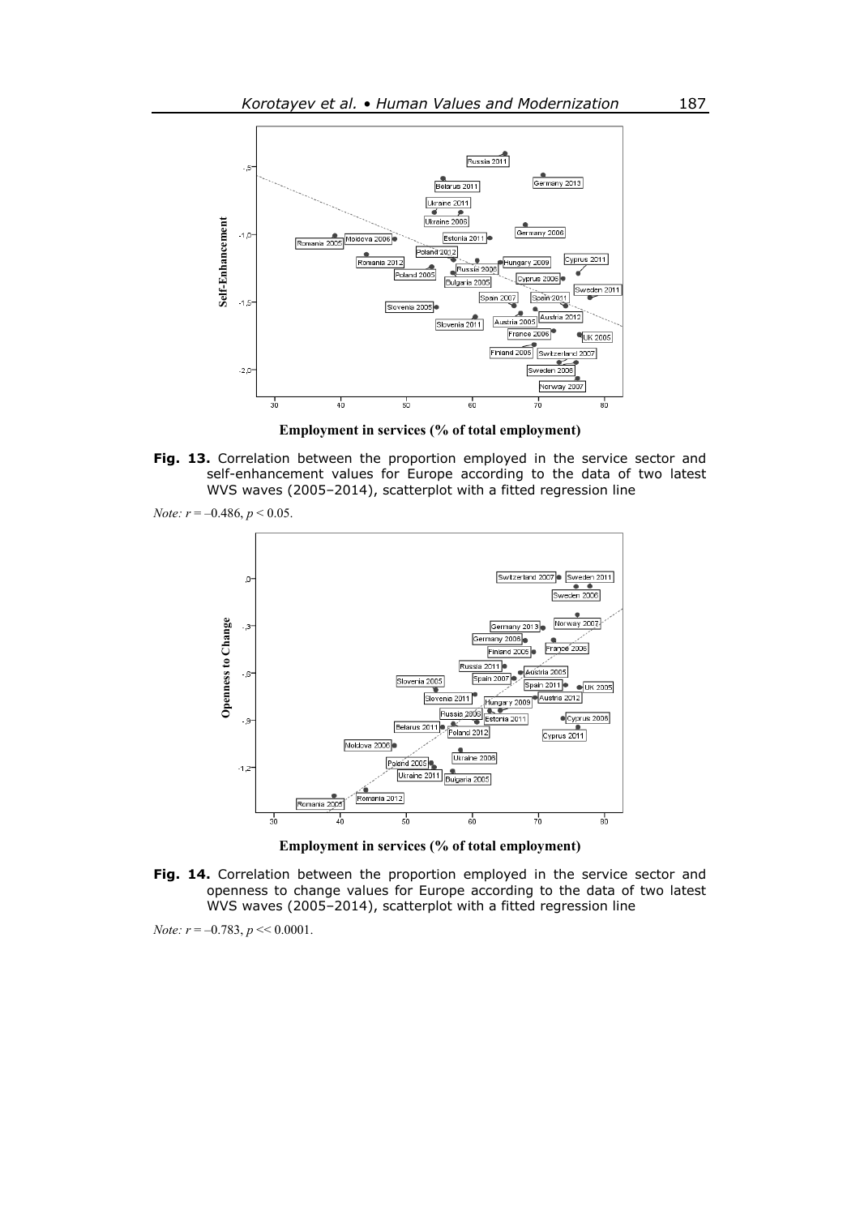**Fig. 13.** Correlation between the proportion employed in the service sector and self-enhancement values for Europe according to the data of two latest WVS waves (2005–2014), scatterplot with a fitted regression line

*Note:* $r = -0.486$, $p < 0.05$.

**Fig. 14.** Correlation between the proportion employed in the service sector and openness to change values for Europe according to the data of two latest WVS waves (2005–2014), scatterplot with a fitted regression line

*Note:* $r = -0.783$, $p << 0.0001$.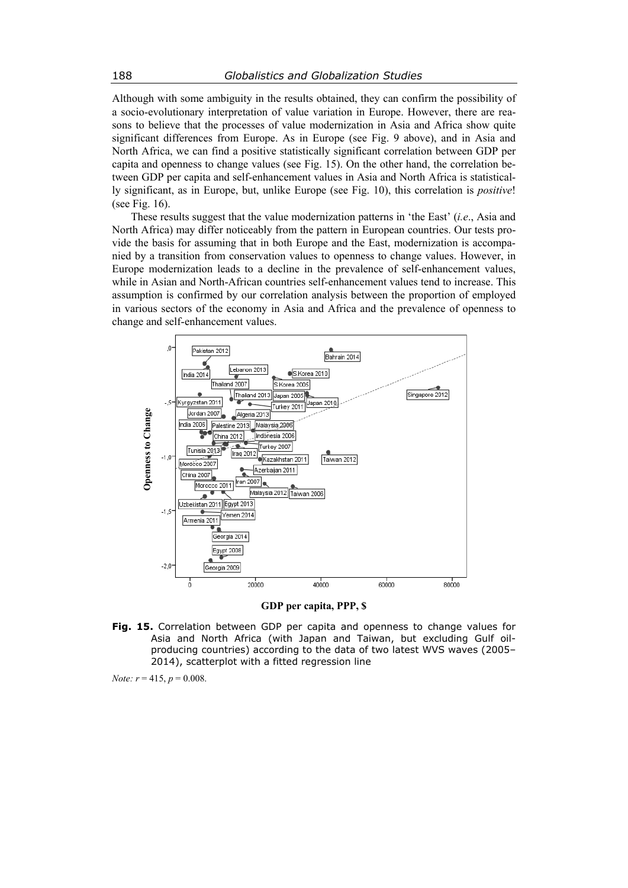Although with some ambiguity in the results obtained, they can confirm the possibility of a socio-evolutionary interpretation of value variation in Europe. However, there are reasons to believe that the processes of value modernization in Asia and Africa show quite significant differences from Europe. As in Europe (see Fig. 9 above), and in Asia and North Africa, we can find a positive statistically significant correlation between GDP per capita and openness to change values (see Fig. 15). On the other hand, the correlation between GDP per capita and self-enhancement values in Asia and North Africa is statistically significant, as in Europe, but, unlike Europe (see Fig. 10), this correlation is *positive*! (see Fig. 16).

These results suggest that the value modernization patterns in 'the East' (*i.e*., Asia and North Africa) may differ noticeably from the pattern in European countries. Our tests provide the basis for assuming that in both Europe and the East, modernization is accompanied by a transition from conservation values to openness to change values. However, in Europe modernization leads to a decline in the prevalence of self-enhancement values, while in Asian and North-African countries self-enhancement values tend to increase. This assumption is confirmed by our correlation analysis between the proportion of employed in various sectors of the economy in Asia and Africa and the prevalence of openness to change and self-enhancement values.

**Fig. 15.** Correlation between GDP per capita and openness to change values for Asia and North Africa (with Japan and Taiwan, but excluding Gulf oil-producing countries) according to the data of two latest WVS waves (2005–2014), scatterplot with a fitted regression line

*Note: r* = 415, *p* = 0.008.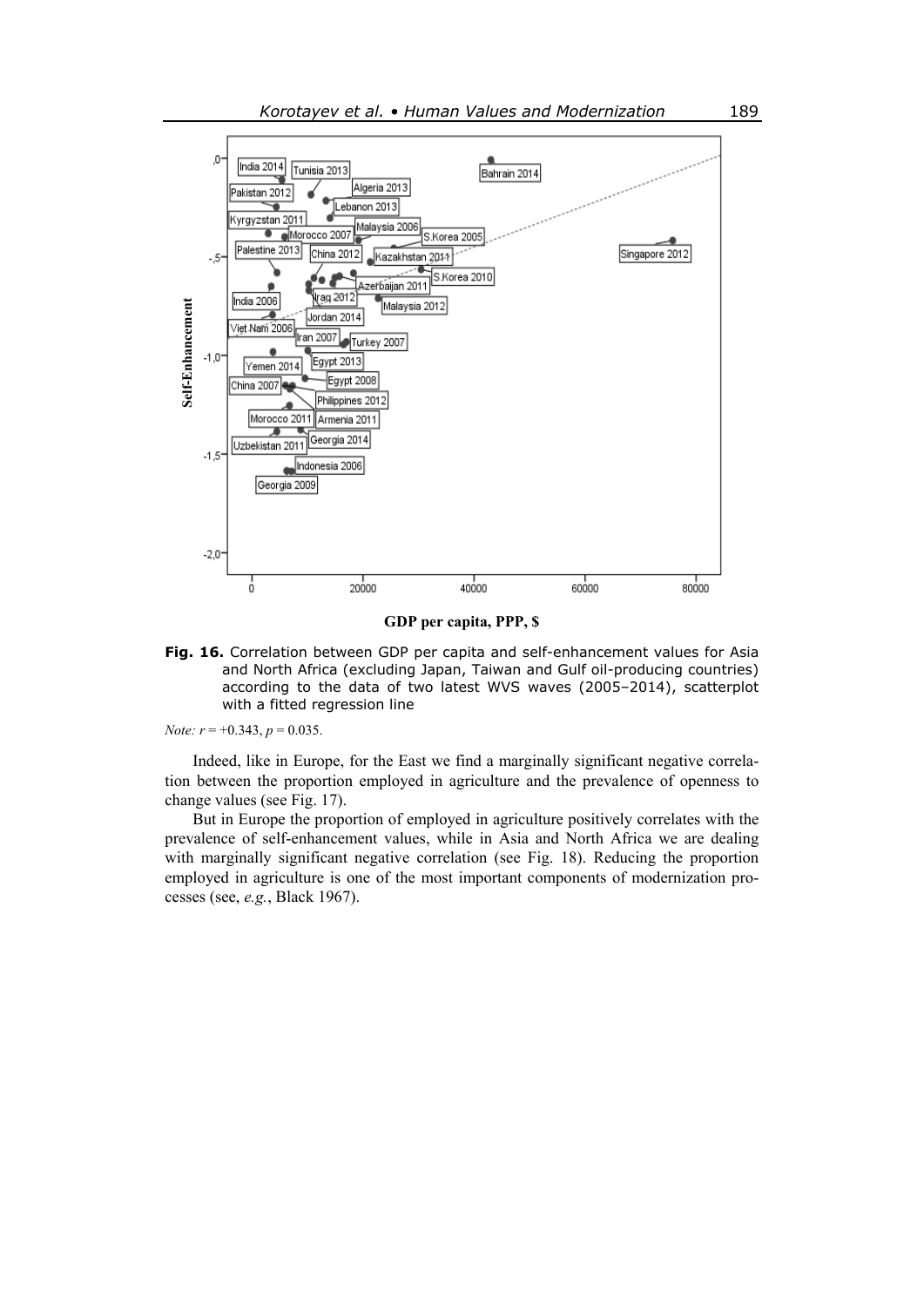**Fig. 16.** Correlation between GDP per capita and self-enhancement values for Asia and North Africa (excluding Japan, Taiwan and Gulf oil-producing countries) according to the data of two latest WVS waves (2005–2014), scatterplot with a fitted regression line

*Note:* $r = +0.343$, $p = 0.035$.

Indeed, like in Europe, for the East we find a marginally significant negative correlation between the proportion employed in agriculture and the prevalence of openness to change values (see Fig. 17).

But in Europe the proportion of employed in agriculture positively correlates with the prevalence of self-enhancement values, while in Asia and North Africa we are dealing with marginally significant negative correlation (see Fig. 18). Reducing the proportion employed in agriculture is one of the most important components of modernization processes (see, *e.g.*, Black 1967).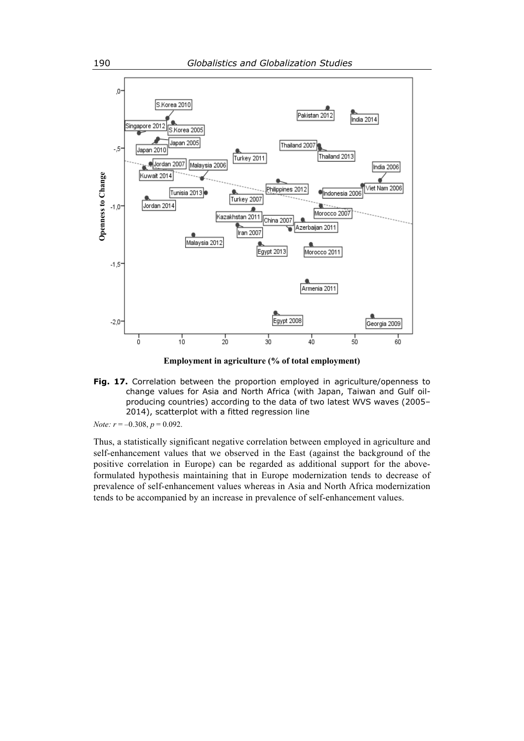**Fig. 17.** Correlation between the proportion employed in agriculture/openness to change values for Asia and North Africa (with Japan, Taiwan and Gulf oil-producing countries) according to the data of two latest WVS waves (2005–2014), scatterplot with a fitted regression line

*Note:* $r = -0.308$, $p = 0.092$.

Thus, a statistically significant negative correlation between employed in agriculture and self-enhancement values that we observed in the East (against the background of the positive correlation in Europe) can be regarded as additional support for the above-formulated hypothesis maintaining that in Europe modernization tends to decrease of prevalence of self-enhancement values whereas in Asia and North Africa modernization tends to be accompanied by an increase in prevalence of self-enhancement values.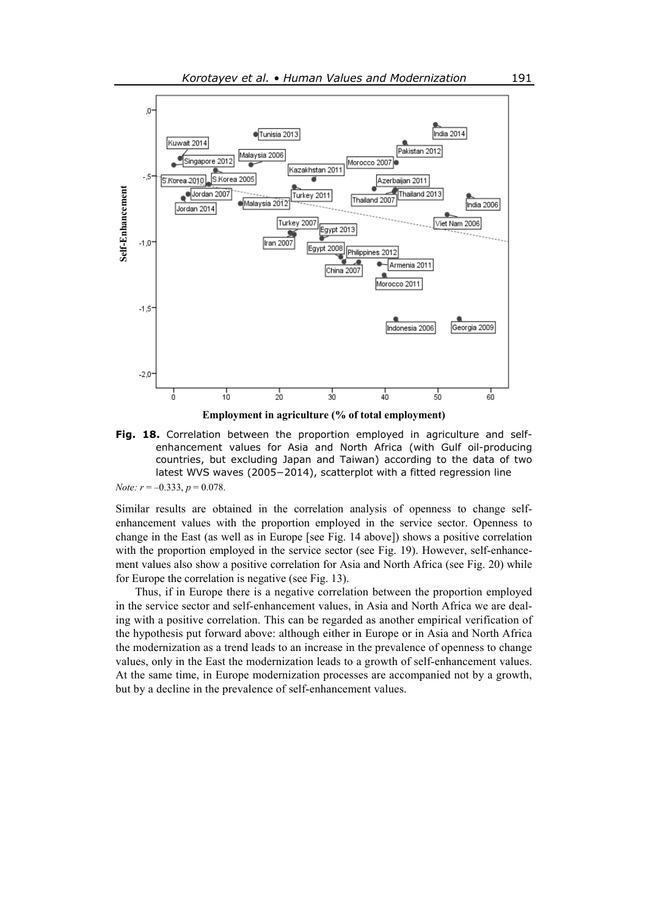**Fig. 18.** Correlation between the proportion employed in agriculture and self-enhancement values for Asia and North Africa (with Gulf oil-producing countries, but excluding Japan and Taiwan) according to the data of two latest WVS waves (2005–2014), scatterplot with a fitted regression line

*Note:* $r = -0.333$, $p = 0.078$.

Similar results are obtained in the correlation analysis of openness to change self-enhancement values with the proportion employed in the service sector. Openness to change in the East (as well as in Europe [see Fig. 14 above]) shows a positive correlation with the proportion employed in the service sector (see Fig. 19). However, self-enhancement values also show a positive correlation for Asia and North Africa (see Fig. 20) while for Europe the correlation is negative (see Fig. 13).

Thus, if in Europe there is a negative correlation between the proportion employed in the service sector and self-enhancement values, in Asia and North Africa we are dealing with a positive correlation. This can be regarded as another empirical verification of the hypothesis put forward above: although either in Europe or in Asia and North Africa the modernization as a trend leads to an increase in the prevalence of openness to change values, only in the East the modernization leads to a growth of self-enhancement values. At the same time, in Europe modernization processes are accompanied not by a growth, but by a decline in the prevalence of self-enhancement values.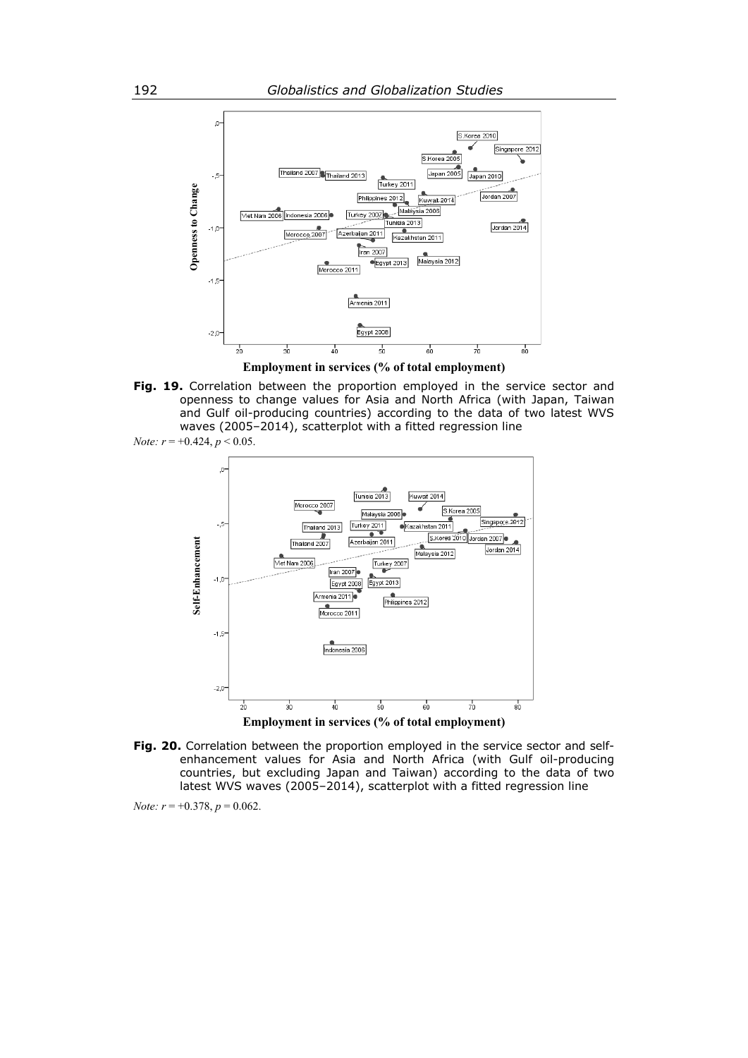**Fig. 19.** Correlation between the proportion employed in the service sector and openness to change values for Asia and North Africa (with Japan, Taiwan and Gulf oil-producing countries) according to the data of two latest WVS waves (2005–2014), scatterplot with a fitted regression line

*Note:* $r = +0.424$, $p < 0.05$.

**Fig. 20.** Correlation between the proportion employed in the service sector and self-enhancement values for Asia and North Africa (with Gulf oil-producing countries, but excluding Japan and Taiwan) according to the data of two latest WVS waves (2005–2014), scatterplot with a fitted regression line

*Note:* $r = +0.378$, $p = 0.062$.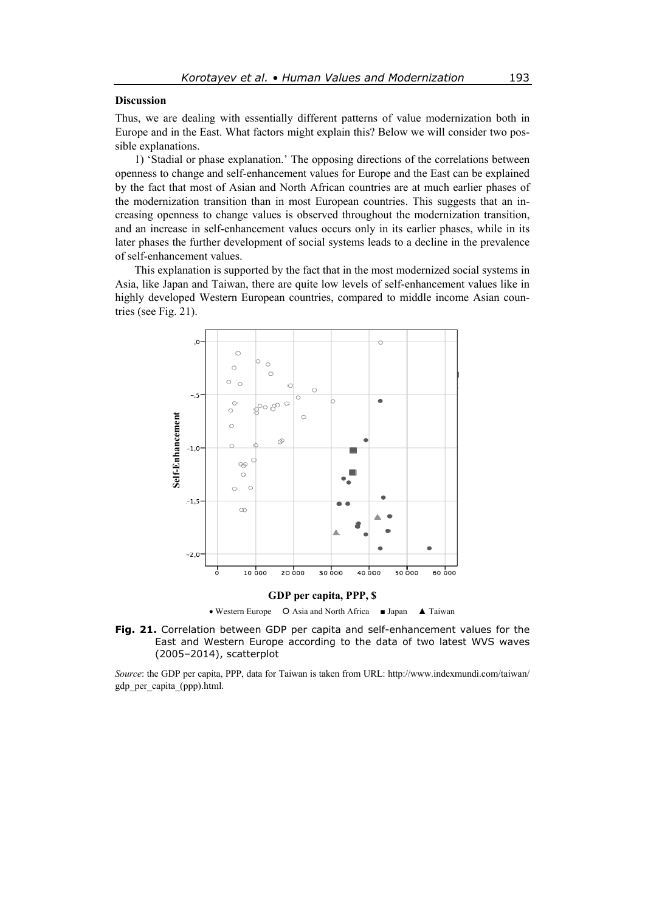### Discussion

Thus, we are dealing with essentially different patterns of value modernization both in Europe and in the East. What factors might explain this? Below we will consider two possible explanations.

1) 'Stadial or phase explanation.' The opposing directions of the correlations between openness to change and self-enhancement values for Europe and the East can be explained by the fact that most of Asian and North African countries are at much earlier phases of the modernization transition than in most European countries. This suggests that an increasing openness to change values is observed throughout the modernization transition, and an increase in self-enhancement values occurs only in its earlier phases, while in its later phases the further development of social systems leads to a decline in the prevalence of self-enhancement values.

This explanation is supported by the fact that in the most modernized social systems in Asia, like Japan and Taiwan, there are quite low levels of self-enhancement values like in highly developed Western European countries, compared to middle income Asian countries (see Fig. 21).

**Fig. 21.** Correlation between GDP per capita and self-enhancement values for the East and Western Europe according to the data of two latest WVS waves (2005–2014), scatterplot

*Source*: the GDP per capita, PPP, data for Taiwan is taken from URL: http://www.indexmundi.com/taiwan/gdp_per_capita_(ppp).html.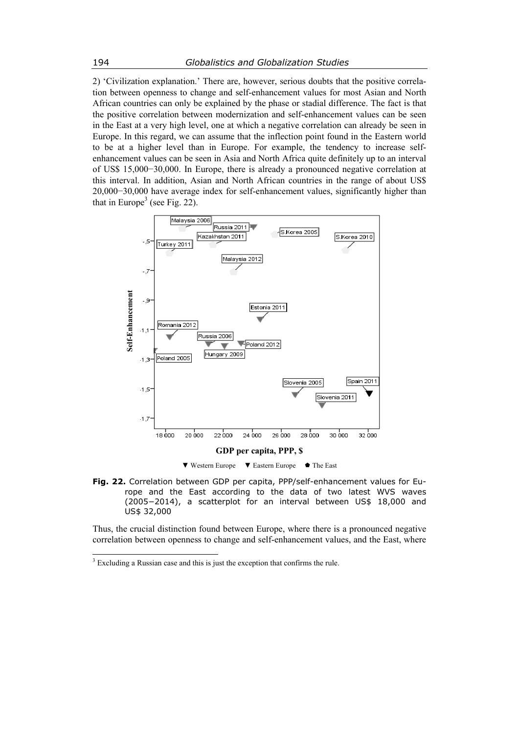2) 'Civilization explanation.' There are, however, serious doubts that the positive correlation between openness to change and self-enhancement values for most Asian and North African countries can only be explained by the phase or stadial difference. The fact is that the positive correlation between modernization and self-enhancement values can be seen in the East at a very high level, one at which a negative correlation can already be seen in Europe. In this regard, we can assume that the inflection point found in the Eastern world to be at a higher level than in Europe. For example, the tendency to increase self-enhancement values can be seen in Asia and North Africa quite definitely up to an interval of US$ 15,000–30,000. In Europe, there is already a pronounced negative correlation at this interval. In addition, Asian and North African countries in the range of about US$ 20,000–30,000 have average index for self-enhancement values, significantly higher than that in Europe[3] (see Fig. 22).

**Fig. 22.** Correlation between GDP per capita, PPP/self-enhancement values for Europe and the East according to the data of two latest WVS waves (2005–2014), a scatterplot for an interval between US$ 18,000 and US$ 32,000

Thus, the crucial distinction found between Europe, where there is a pronounced negative correlation between openness to change and self-enhancement values, and the East, where

[3] Excluding a Russian case and this is just the exception that confirms the rule.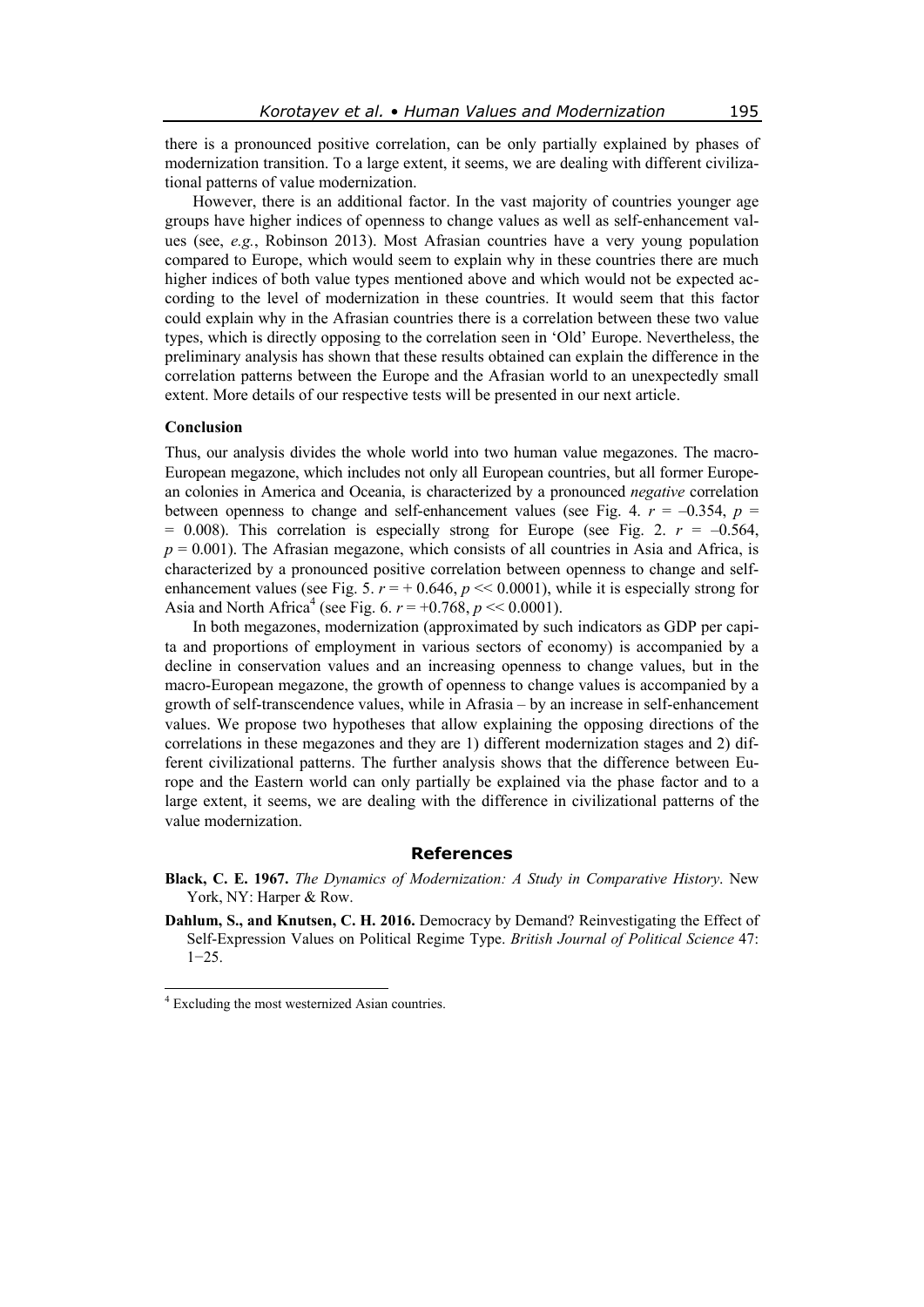there is a pronounced positive correlation, can be only partially explained by phases of modernization transition. To a large extent, it seems, we are dealing with different civilizational patterns of value modernization.

However, there is an additional factor. In the vast majority of countries younger age groups have higher indices of openness to change values as well as self-enhancement values (see, *e.g.*, Robinson 2013). Most Afrasian countries have a very young population compared to Europe, which would seem to explain why in these countries there are much higher indices of both value types mentioned above and which would not be expected according to the level of modernization in these countries. It would seem that this factor could explain why in the Afrasian countries there is a correlation between these two value types, which is directly opposing to the correlation seen in 'Old' Europe. Nevertheless, the preliminary analysis has shown that these results obtained can explain the difference in the correlation patterns between the Europe and the Afrasian world to an unexpectedly small extent. More details of our respective tests will be presented in our next article.

## Conclusion

Thus, our analysis divides the whole world into two human value megazones. The macro-European megazone, which includes not only all European countries, but all former European colonies in America and Oceania, is characterized by a pronounced *negative* correlation between openness to change and self-enhancement values (see Fig. 4. $r = -0.354$, $p = 0.008$). This correlation is especially strong for Europe (see Fig. 2. $r = -0.564$, $p = 0.001$). The Afrasian megazone, which consists of all countries in Asia and Africa, is characterized by a pronounced positive correlation between openness to change and self-enhancement values (see Fig. 5. $r = +0.646$, $p \ll 0.0001$), while it is especially strong for Asia and North Africa[4] (see Fig. 6. $r = +0.768$, $p \ll 0.0001$).

In both megazones, modernization (approximated by such indicators as GDP per capita and proportions of employment in various sectors of economy) is accompanied by a decline in conservation values and an increasing openness to change values, but in the macro-European megazone, the growth of openness to change values is accompanied by a growth of self-transcendence values, while in Afrasia – by an increase in self-enhancement values. We propose two hypotheses that allow explaining the opposing directions of the correlations in these megazones and they are 1) different modernization stages and 2) different civilizational patterns. The further analysis shows that the difference between Europe and the Eastern world can only partially be explained via the phase factor and to a large extent, it seems, we are dealing with the difference in civilizational patterns of the value modernization.

## References

**Black, C. E. 1967.** *The Dynamics of Modernization: A Study in Comparative History*. New York, NY: Harper & Row.

**Dahlum, S., and Knutsen, C. H. 2016.** Democracy by Demand? Reinvestigating the Effect of Self-Expression Values on Political Regime Type. *British Journal of Political Science* 47: 1−25.

---

[4] Excluding the most westernized Asian countries.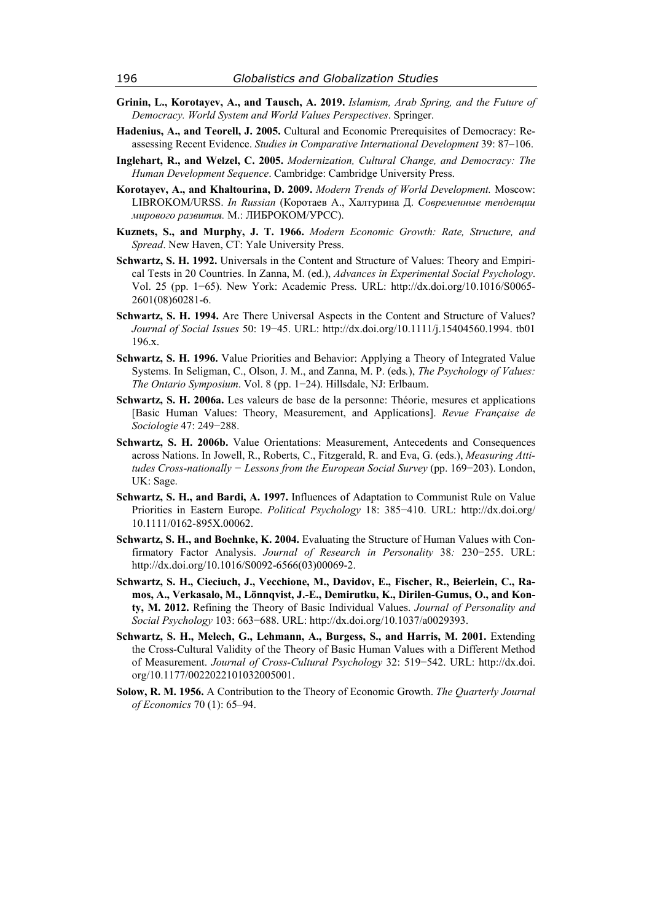**Grinin, L., Korotayev, A., and Tausch, A. 2019.** *Islamism, Arab Spring, and the Future of Democracy. World System and World Values Perspectives*. Springer.

**Hadenius, A., and Teorell, J. 2005.** Cultural and Economic Prerequisites of Democracy: Reassessing Recent Evidence. *Studies in Comparative International Development* 39: 87–106.

**Inglehart, R., and Welzel, C. 2005.** *Modernization, Cultural Change, and Democracy: The Human Development Sequence*. Cambridge: Cambridge University Press.

**Korotayev, A., and Khaltourina, D. 2009.** *Modern Trends of World Development.* Moscow: LIBROKOM/URSS. *In Russian* (Коротаев А., Халтурина Д. *Современные тенденции мирового развития.* М.: ЛИБРОКОМ/УРСС).

**Kuznets, S., and Murphy, J. T. 1966.** *Modern Economic Growth: Rate, Structure, and Spread*. New Haven, CT: Yale University Press.

**Schwartz, S. H. 1992.** Universals in the Content and Structure of Values: Theory and Empirical Tests in 20 Countries. In Zanna, M. (ed.), *Advances in Experimental Social Psychology*. Vol. 25 (pp. 1−65). New York: Academic Press. URL: http://dx.doi.org/10.1016/S0065-2601(08)60281-6.

**Schwartz, S. H. 1994.** Are There Universal Aspects in the Content and Structure of Values? *Journal of Social Issues* 50: 19−45. URL: http://dx.doi.org/10.1111/j.15404560.1994. tb01196.x.

**Schwartz, S. H. 1996.** Value Priorities and Behavior: Applying a Theory of Integrated Value Systems. In Seligman, C., Olson, J. M., and Zanna, M. P. (eds*.*), *The Psychology of Values: The Ontario Symposium*. Vol. 8 (pp. 1−24). Hillsdale, NJ: Erlbaum.

**Schwartz, S. H. 2006a.** Les valeurs de base de la personne: Théorie, mesures et applications [Basic Human Values: Theory, Measurement, and Applications]. *Revue Française de Sociologie* 47: 249−288.

**Schwartz, S. H. 2006b.** Value Orientations: Measurement, Antecedents and Consequences across Nations. In Jowell, R., Roberts, C., Fitzgerald, R. and Eva, G. (eds.), *Measuring Attitudes Cross-nationally − Lessons from the European Social Survey* (pp. 169−203). London, UK: Sage.

**Schwartz, S. H., and Bardi, A. 1997.** Influences of Adaptation to Communist Rule on Value Priorities in Eastern Europe. *Political Psychology* 18: 385−410. URL: http://dx.doi.org/10.1111/0162-895X.00062.

**Schwartz, S. H., and Boehnke, K. 2004.** Evaluating the Structure of Human Values with Confirmatory Factor Analysis. *Journal of Research in Personality* 38*:* 230−255. URL: http://dx.doi.org/10.1016/S0092-6566(03)00069-2.

**Schwartz, S. H., Cieciuch, J., Vecchione, M., Davidov, E., Fischer, R., Beierlein, C., Ramos, A., Verkasalo, M., Lönnqvist, J.-E., Demirutku, K., Dirilen-Gumus, O., and Konty, M. 2012.** Refining the Theory of Basic Individual Values. *Journal of Personality and Social Psychology* 103: 663−688. URL: http://dx.doi.org/10.1037/a0029393.

**Schwartz, S. H., Melech, G., Lehmann, A., Burgess, S., and Harris, M. 2001.** Extending the Cross-Cultural Validity of the Theory of Basic Human Values with a Different Method of Measurement. *Journal of Cross-Cultural Psychology* 32: 519−542. URL: http://dx.doi.org/10.1177/0022022101032005001.

**Solow, R. M. 1956.** A Contribution to the Theory of Economic Growth. *The Quarterly Journal of Economics* 70 (1): 65–94.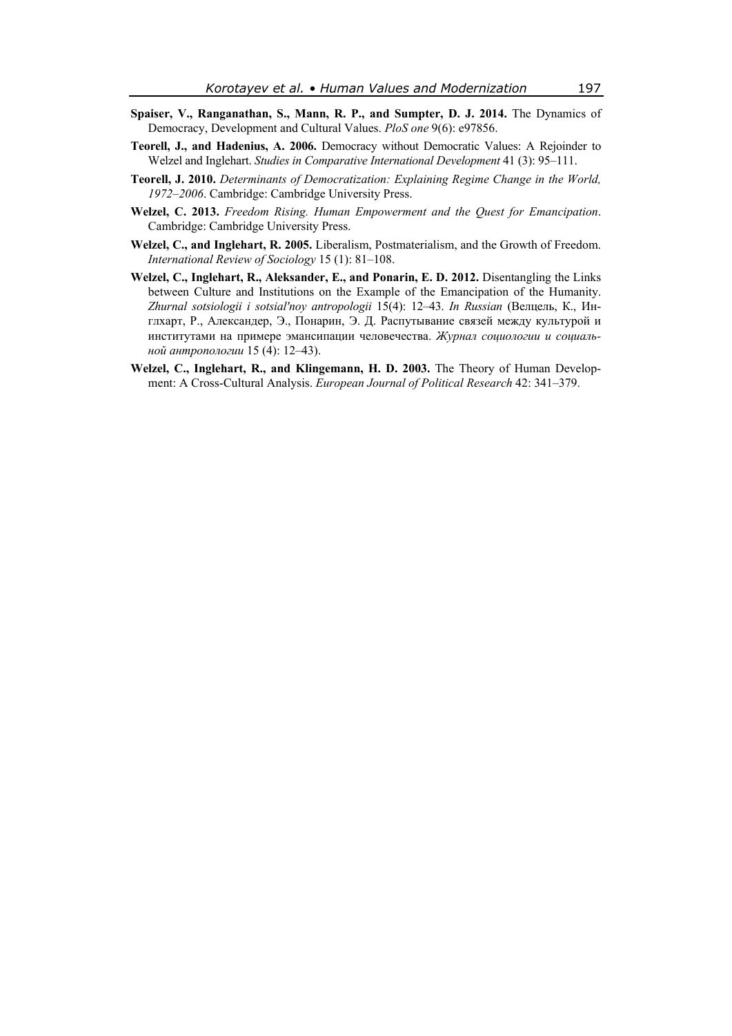**Spaiser, V., Ranganathan, S., Mann, R. P., and Sumpter, D. J. 2014.** The Dynamics of Democracy, Development and Cultural Values. *PloS one* 9(6): e97856.

**Teorell, J., and Hadenius, A. 2006.** Democracy without Democratic Values: A Rejoinder to Welzel and Inglehart. *Studies in Comparative International Development* 41 (3): 95–111.

**Teorell, J. 2010.** *Determinants of Democratization: Explaining Regime Change in the World, 1972–2006*. Cambridge: Cambridge University Press.

**Welzel, C. 2013.** *Freedom Rising. Human Empowerment and the Quest for Emancipation*. Cambridge: Cambridge University Press.

**Welzel, C., and Inglehart, R. 2005.** Liberalism, Postmaterialism, and the Growth of Freedom. *International Review of Sociology* 15 (1): 81–108.

**Welzel, C., Inglehart, R., Aleksander, E., and Ponarin, E. D. 2012.** Disentangling the Links between Culture and Institutions on the Example of the Emancipation of the Humanity. *Zhurnal sotsiologii i sotsial'noy antropologii* 15(4): 12–43. *In Russian* (Велцель, К., Инглхарт, Р., Александер, Э., Понарин, Э. Д. Распутывание связей между культурой и институтами на примере эмансипации человечества. *Журнал социологии и социальной антропологии* 15 (4): 12–43).

**Welzel, C., Inglehart, R., and Klingemann, H. D. 2003.** The Theory of Human Development: A Cross-Cultural Analysis. *European Journal of Political Research* 42: 341–379.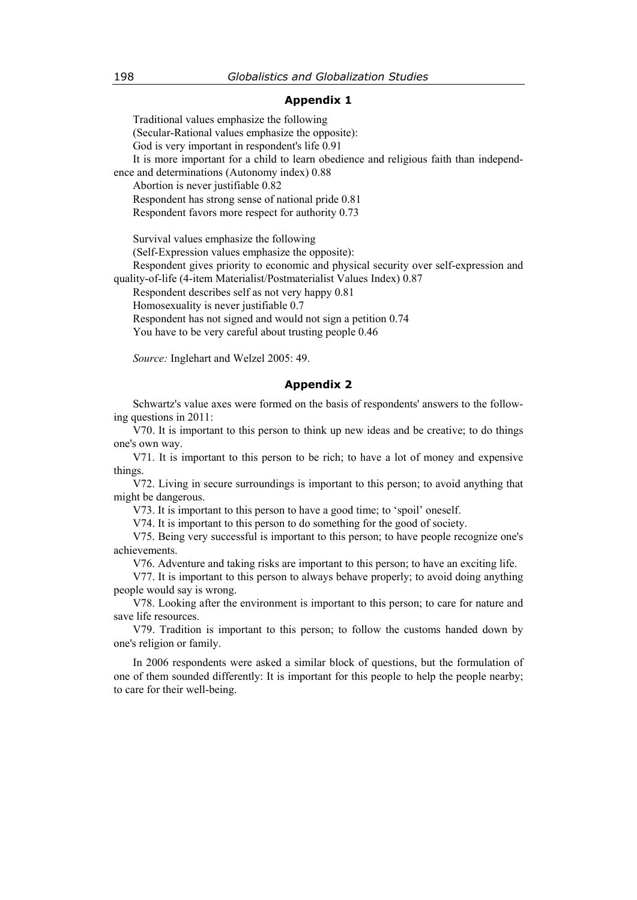## Appendix 1

Traditional values emphasize the following
(Secular-Rational values emphasize the opposite):

God is very important in respondent's life 0.91

It is more important for a child to learn obedience and religious faith than independence and determinations (Autonomy index) 0.88

Abortion is never justifiable 0.82

Respondent has strong sense of national pride 0.81

Respondent favors more respect for authority 0.73

Survival values emphasize the following
(Self-Expression values emphasize the opposite):

Respondent gives priority to economic and physical security over self-expression and quality-of-life (4-item Materialist/Postmaterialist Values Index) 0.87

Respondent describes self as not very happy 0.81

Homosexuality is never justifiable 0.7

Respondent has not signed and would not sign a petition 0.74

You have to be very careful about trusting people 0.46

*Source:* Inglehart and Welzel 2005: 49.

## Appendix 2

Schwartz's value axes were formed on the basis of respondents' answers to the following questions in 2011:

V70. It is important to this person to think up new ideas and be creative; to do things one's own way.

V71. It is important to this person to be rich; to have a lot of money and expensive things.

V72. Living in secure surroundings is important to this person; to avoid anything that might be dangerous.

V73. It is important to this person to have a good time; to 'spoil' oneself.

V74. It is important to this person to do something for the good of society.

V75. Being very successful is important to this person; to have people recognize one's achievements.

V76. Adventure and taking risks are important to this person; to have an exciting life.

V77. It is important to this person to always behave properly; to avoid doing anything people would say is wrong.

V78. Looking after the environment is important to this person; to care for nature and save life resources.

V79. Tradition is important to this person; to follow the customs handed down by one's religion or family.

In 2006 respondents were asked a similar block of questions, but the formulation of one of them sounded differently: It is important for this people to help the people nearby; to care for their well-being.